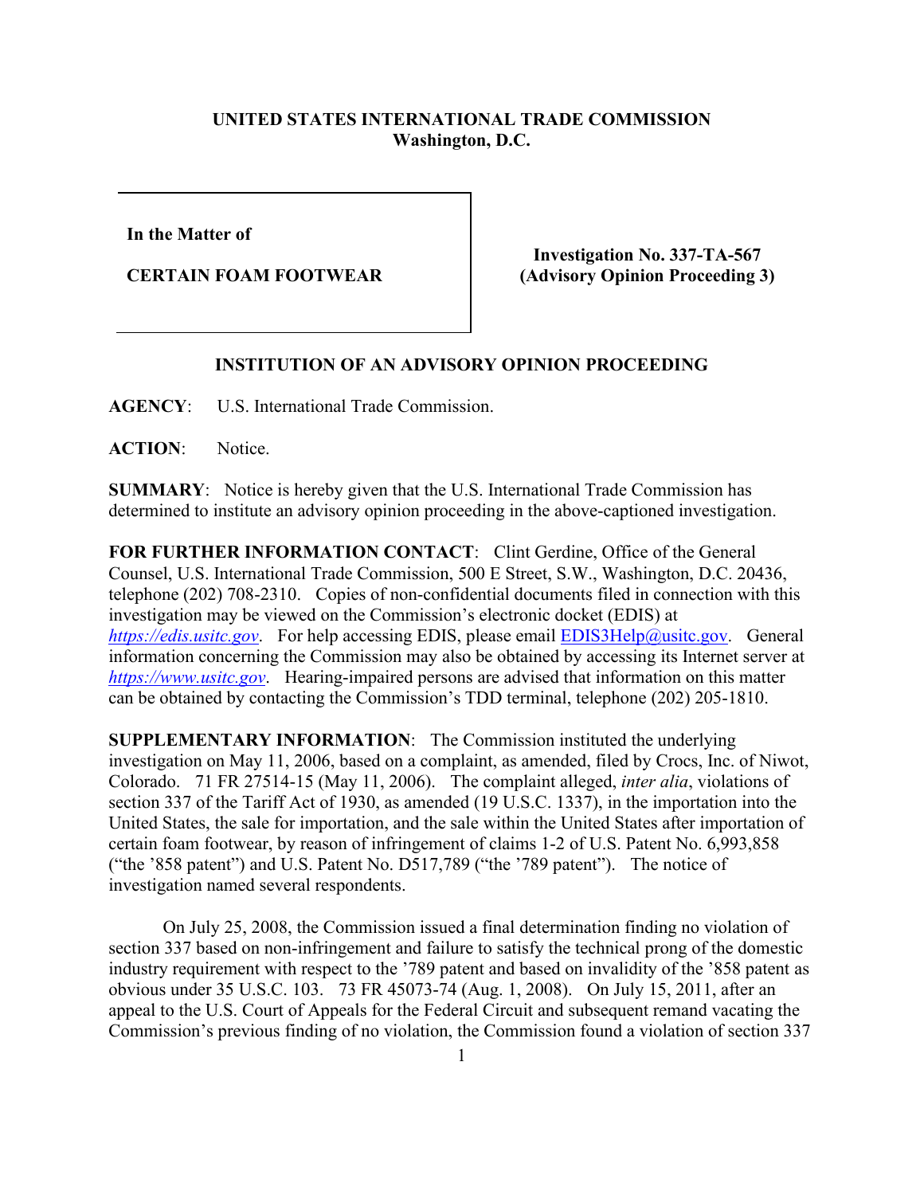**UNITED STATES INTERNATIONAL TRADE COMMISSION**
**Washington, D.C.**

| | |
|---|---|
| **In the Matter of**<br><br>**CERTAIN FOAM FOOTWEAR** | **Investigation No. 337-TA-567**<br>**(Advisory Opinion Proceeding 3)** |

**INSTITUTION OF AN ADVISORY OPINION PROCEEDING**

**AGENCY**: U.S. International Trade Commission.

**ACTION**: Notice.

**SUMMARY**: Notice is hereby given that the U.S. International Trade Commission has determined to institute an advisory opinion proceeding in the above-captioned investigation.

**FOR FURTHER INFORMATION CONTACT**: Clint Gerdine, Office of the General Counsel, U.S. International Trade Commission, 500 E Street, S.W., Washington, D.C. 20436, telephone (202) 708-2310. Copies of non-confidential documents filed in connection with this investigation may be viewed on the Commission's electronic docket (EDIS) at *https://edis.usitc.gov*. For help accessing EDIS, please email EDIS3Help@usitc.gov. General information concerning the Commission may also be obtained by accessing its Internet server at *https://www.usitc.gov*. Hearing-impaired persons are advised that information on this matter can be obtained by contacting the Commission's TDD terminal, telephone (202) 205-1810.

**SUPPLEMENTARY INFORMATION**: The Commission instituted the underlying investigation on May 11, 2006, based on a complaint, as amended, filed by Crocs, Inc. of Niwot, Colorado. 71 FR 27514-15 (May 11, 2006). The complaint alleged, *inter alia*, violations of section 337 of the Tariff Act of 1930, as amended (19 U.S.C. 1337), in the importation into the United States, the sale for importation, and the sale within the United States after importation of certain foam footwear, by reason of infringement of claims 1-2 of U.S. Patent No. 6,993,858 ("the '858 patent") and U.S. Patent No. D517,789 ("the '789 patent"). The notice of investigation named several respondents.

On July 25, 2008, the Commission issued a final determination finding no violation of section 337 based on non-infringement and failure to satisfy the technical prong of the domestic industry requirement with respect to the '789 patent and based on invalidity of the '858 patent as obvious under 35 U.S.C. 103. 73 FR 45073-74 (Aug. 1, 2008). On July 15, 2011, after an appeal to the U.S. Court of Appeals for the Federal Circuit and subsequent remand vacating the Commission's previous finding of no violation, the Commission found a violation of section 337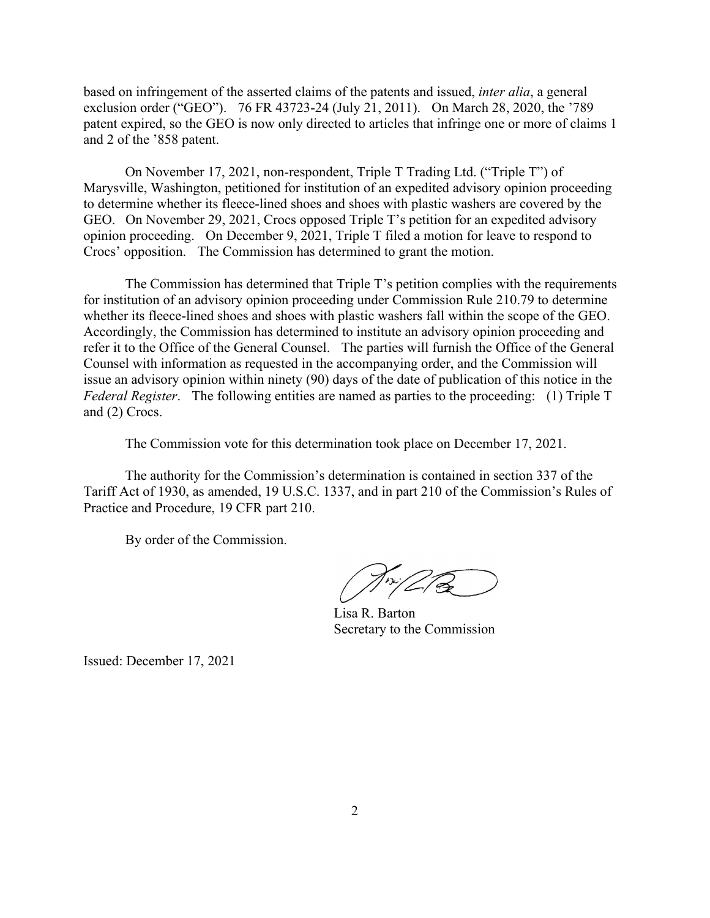based on infringement of the asserted claims of the patents and issued, *inter alia*, a general exclusion order ("GEO"). 76 FR 43723-24 (July 21, 2011). On March 28, 2020, the '789 patent expired, so the GEO is now only directed to articles that infringe one or more of claims 1 and 2 of the '858 patent.

On November 17, 2021, non-respondent, Triple T Trading Ltd. ("Triple T") of Marysville, Washington, petitioned for institution of an expedited advisory opinion proceeding to determine whether its fleece-lined shoes and shoes with plastic washers are covered by the GEO. On November 29, 2021, Crocs opposed Triple T's petition for an expedited advisory opinion proceeding. On December 9, 2021, Triple T filed a motion for leave to respond to Crocs' opposition. The Commission has determined to grant the motion.

The Commission has determined that Triple T's petition complies with the requirements for institution of an advisory opinion proceeding under Commission Rule 210.79 to determine whether its fleece-lined shoes and shoes with plastic washers fall within the scope of the GEO. Accordingly, the Commission has determined to institute an advisory opinion proceeding and refer it to the Office of the General Counsel. The parties will furnish the Office of the General Counsel with information as requested in the accompanying order, and the Commission will issue an advisory opinion within ninety (90) days of the date of publication of this notice in the *Federal Register*. The following entities are named as parties to the proceeding: (1) Triple T and (2) Crocs.

The Commission vote for this determination took place on December 17, 2021.

The authority for the Commission's determination is contained in section 337 of the Tariff Act of 1930, as amended, 19 U.S.C. 1337, and in part 210 of the Commission's Rules of Practice and Procedure, 19 CFR part 210.

By order of the Commission.

Lisa R. Barton
Secretary to the Commission

Issued: December 17, 2021